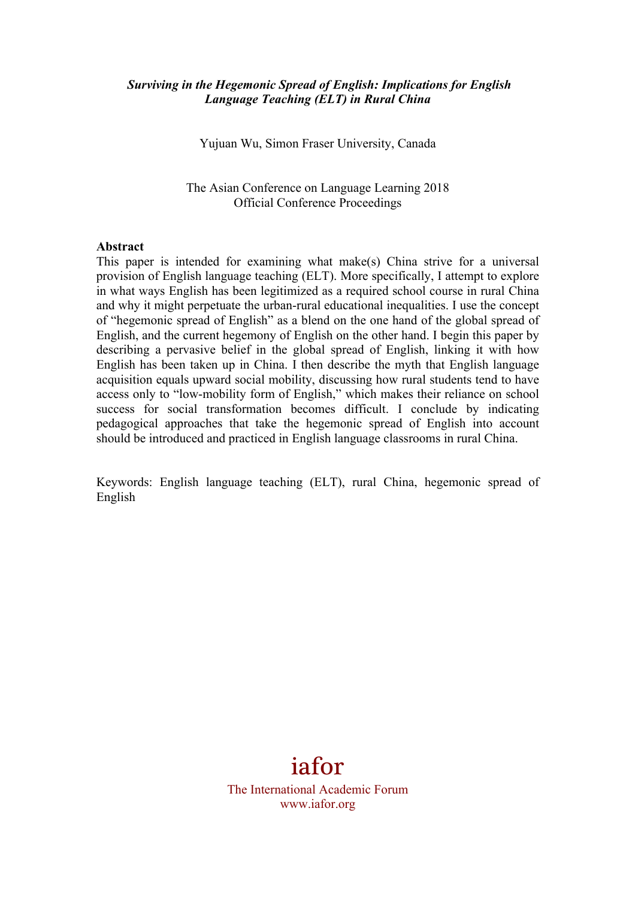***Surviving in the Hegemonic Spread of English: Implications for English Language Teaching (ELT) in Rural China***

Yujuan Wu, Simon Fraser University, Canada

The Asian Conference on Language Learning 2018
Official Conference Proceedings

**Abstract**

This paper is intended for examining what make(s) China strive for a universal provision of English language teaching (ELT). More specifically, I attempt to explore in what ways English has been legitimized as a required school course in rural China and why it might perpetuate the urban-rural educational inequalities. I use the concept of "hegemonic spread of English" as a blend on the one hand of the global spread of English, and the current hegemony of English on the other hand. I begin this paper by describing a pervasive belief in the global spread of English, linking it with how English has been taken up in China. I then describe the myth that English language acquisition equals upward social mobility, discussing how rural students tend to have access only to "low-mobility form of English," which makes their reliance on school success for social transformation becomes difficult. I conclude by indicating pedagogical approaches that take the hegemonic spread of English into account should be introduced and practiced in English language classrooms in rural China.

Keywords: English language teaching (ELT), rural China, hegemonic spread of English

iafor
The International Academic Forum
www.iafor.org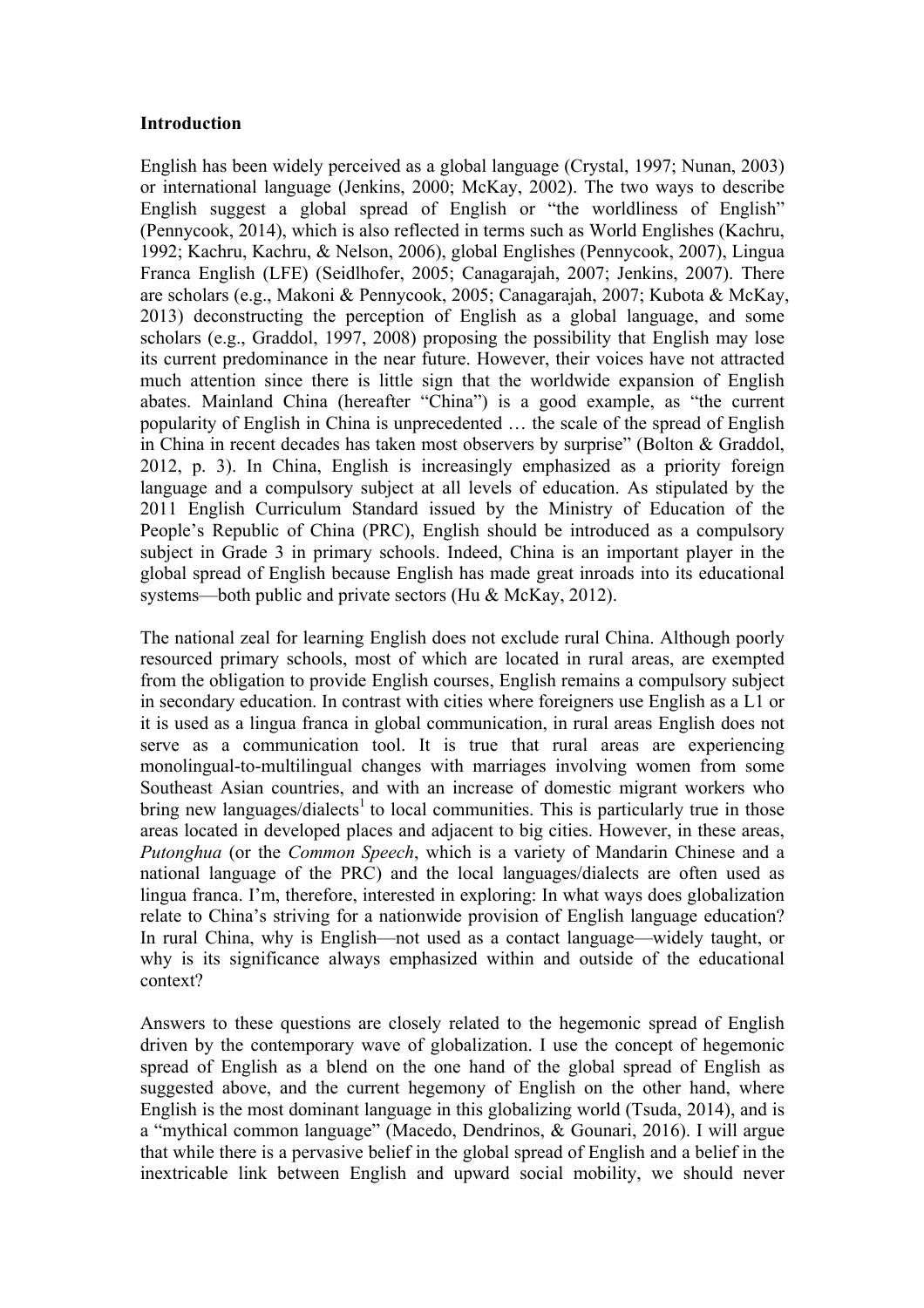## Introduction

English has been widely perceived as a global language (Crystal, 1997; Nunan, 2003) or international language (Jenkins, 2000; McKay, 2002). The two ways to describe English suggest a global spread of English or "the worldliness of English" (Pennycook, 2014), which is also reflected in terms such as World Englishes (Kachru, 1992; Kachru, Kachru, & Nelson, 2006), global Englishes (Pennycook, 2007), Lingua Franca English (LFE) (Seidlhofer, 2005; Canagarajah, 2007; Jenkins, 2007). There are scholars (e.g., Makoni & Pennycook, 2005; Canagarajah, 2007; Kubota & McKay, 2013) deconstructing the perception of English as a global language, and some scholars (e.g., Graddol, 1997, 2008) proposing the possibility that English may lose its current predominance in the near future. However, their voices have not attracted much attention since there is little sign that the worldwide expansion of English abates. Mainland China (hereafter "China") is a good example, as "the current popularity of English in China is unprecedented … the scale of the spread of English in China in recent decades has taken most observers by surprise" (Bolton & Graddol, 2012, p. 3). In China, English is increasingly emphasized as a priority foreign language and a compulsory subject at all levels of education. As stipulated by the 2011 English Curriculum Standard issued by the Ministry of Education of the People's Republic of China (PRC), English should be introduced as a compulsory subject in Grade 3 in primary schools. Indeed, China is an important player in the global spread of English because English has made great inroads into its educational systems—both public and private sectors (Hu & McKay, 2012).

The national zeal for learning English does not exclude rural China. Although poorly resourced primary schools, most of which are located in rural areas, are exempted from the obligation to provide English courses, English remains a compulsory subject in secondary education. In contrast with cities where foreigners use English as a L1 or it is used as a lingua franca in global communication, in rural areas English does not serve as a communication tool. It is true that rural areas are experiencing monolingual-to-multilingual changes with marriages involving women from some Southeast Asian countries, and with an increase of domestic migrant workers who bring new languages/dialects[1] to local communities. This is particularly true in those areas located in developed places and adjacent to big cities. However, in these areas, *Putonghua* (or the *Common Speech*, which is a variety of Mandarin Chinese and a national language of the PRC) and the local languages/dialects are often used as lingua franca. I'm, therefore, interested in exploring: In what ways does globalization relate to China's striving for a nationwide provision of English language education? In rural China, why is English—not used as a contact language—widely taught, or why is its significance always emphasized within and outside of the educational context?

Answers to these questions are closely related to the hegemonic spread of English driven by the contemporary wave of globalization. I use the concept of hegemonic spread of English as a blend on the one hand of the global spread of English as suggested above, and the current hegemony of English on the other hand, where English is the most dominant language in this globalizing world (Tsuda, 2014), and is a "mythical common language" (Macedo, Dendrinos, & Gounari, 2016). I will argue that while there is a pervasive belief in the global spread of English and a belief in the inextricable link between English and upward social mobility, we should never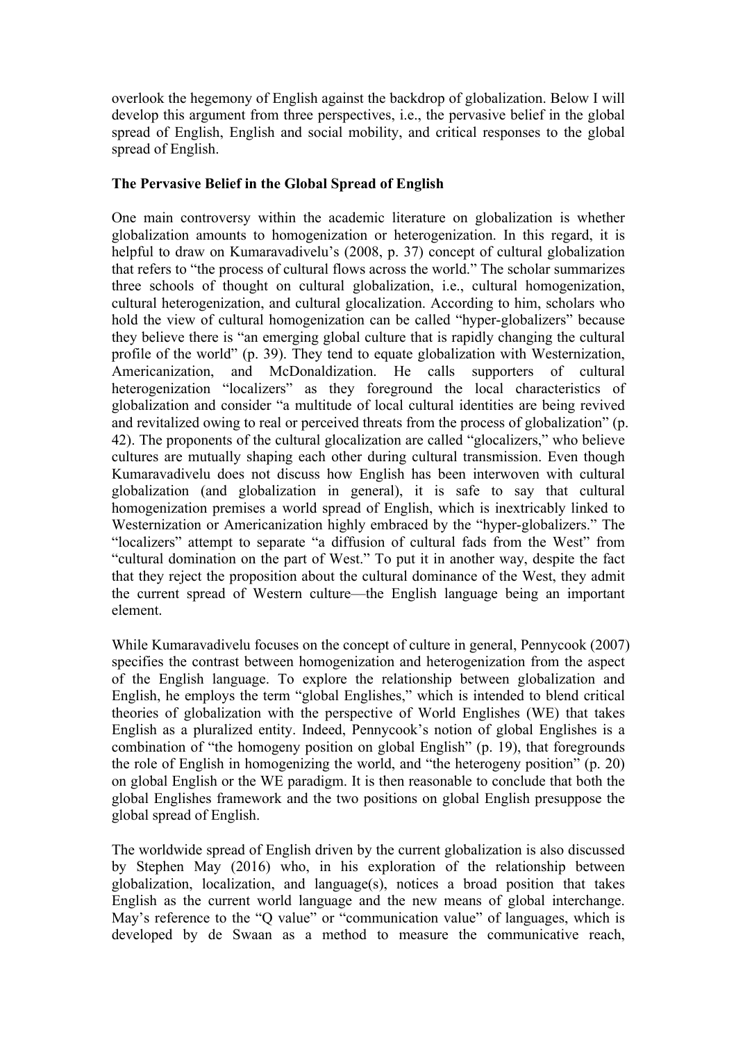overlook the hegemony of English against the backdrop of globalization. Below I will develop this argument from three perspectives, i.e., the pervasive belief in the global spread of English, English and social mobility, and critical responses to the global spread of English.

**The Pervasive Belief in the Global Spread of English**

One main controversy within the academic literature on globalization is whether globalization amounts to homogenization or heterogenization. In this regard, it is helpful to draw on Kumaravadivelu's (2008, p. 37) concept of cultural globalization that refers to "the process of cultural flows across the world." The scholar summarizes three schools of thought on cultural globalization, i.e., cultural homogenization, cultural heterogenization, and cultural glocalization. According to him, scholars who hold the view of cultural homogenization can be called "hyper-globalizers" because they believe there is "an emerging global culture that is rapidly changing the cultural profile of the world" (p. 39). They tend to equate globalization with Westernization, Americanization, and McDonaldization. He calls supporters of cultural heterogenization "localizers" as they foreground the local characteristics of globalization and consider "a multitude of local cultural identities are being revived and revitalized owing to real or perceived threats from the process of globalization" (p. 42). The proponents of the cultural glocalization are called "glocalizers," who believe cultures are mutually shaping each other during cultural transmission. Even though Kumaravadivelu does not discuss how English has been interwoven with cultural globalization (and globalization in general), it is safe to say that cultural homogenization premises a world spread of English, which is inextricably linked to Westernization or Americanization highly embraced by the "hyper-globalizers." The "localizers" attempt to separate "a diffusion of cultural fads from the West" from "cultural domination on the part of West." To put it in another way, despite the fact that they reject the proposition about the cultural dominance of the West, they admit the current spread of Western culture—the English language being an important element.

While Kumaravadivelu focuses on the concept of culture in general, Pennycook (2007) specifies the contrast between homogenization and heterogenization from the aspect of the English language. To explore the relationship between globalization and English, he employs the term "global Englishes," which is intended to blend critical theories of globalization with the perspective of World Englishes (WE) that takes English as a pluralized entity. Indeed, Pennycook's notion of global Englishes is a combination of "the homogeny position on global English" (p. 19), that foregrounds the role of English in homogenizing the world, and "the heterogeny position" (p. 20) on global English or the WE paradigm. It is then reasonable to conclude that both the global Englishes framework and the two positions on global English presuppose the global spread of English.

The worldwide spread of English driven by the current globalization is also discussed by Stephen May (2016) who, in his exploration of the relationship between globalization, localization, and language(s), notices a broad position that takes English as the current world language and the new means of global interchange. May's reference to the "Q value" or "communication value" of languages, which is developed by de Swaan as a method to measure the communicative reach,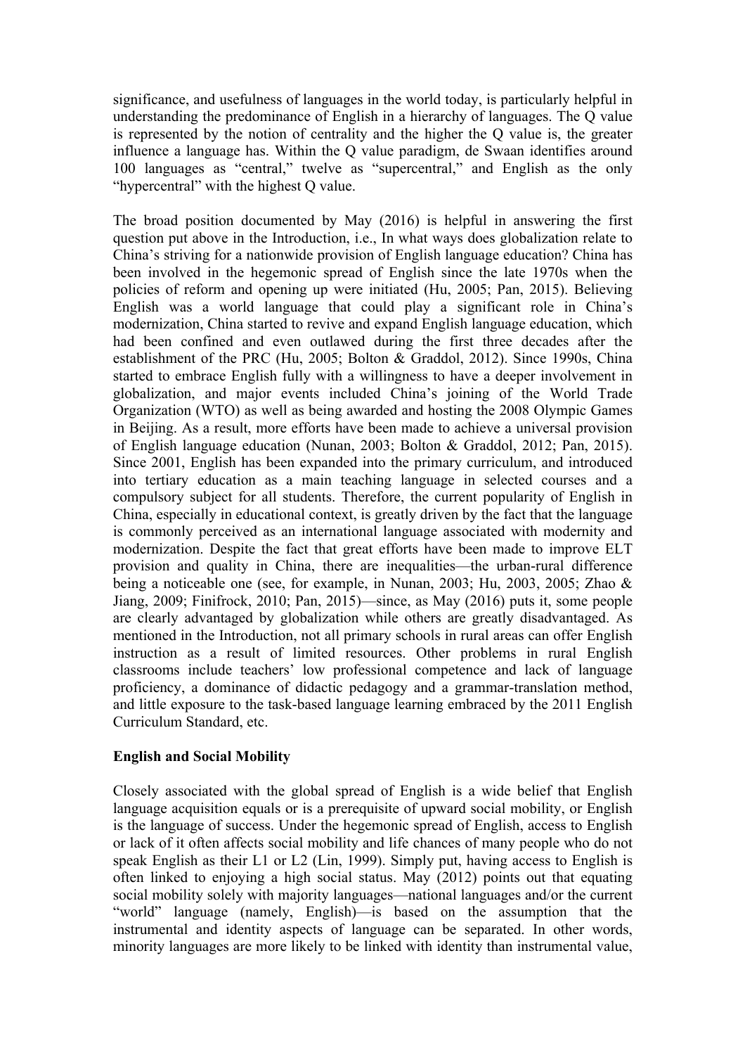significance, and usefulness of languages in the world today, is particularly helpful in understanding the predominance of English in a hierarchy of languages. The Q value is represented by the notion of centrality and the higher the Q value is, the greater influence a language has. Within the Q value paradigm, de Swaan identifies around 100 languages as "central," twelve as "supercentral," and English as the only "hypercentral" with the highest Q value.

The broad position documented by May (2016) is helpful in answering the first question put above in the Introduction, i.e., In what ways does globalization relate to China's striving for a nationwide provision of English language education? China has been involved in the hegemonic spread of English since the late 1970s when the policies of reform and opening up were initiated (Hu, 2005; Pan, 2015). Believing English was a world language that could play a significant role in China's modernization, China started to revive and expand English language education, which had been confined and even outlawed during the first three decades after the establishment of the PRC (Hu, 2005; Bolton & Graddol, 2012). Since 1990s, China started to embrace English fully with a willingness to have a deeper involvement in globalization, and major events included China's joining of the World Trade Organization (WTO) as well as being awarded and hosting the 2008 Olympic Games in Beijing. As a result, more efforts have been made to achieve a universal provision of English language education (Nunan, 2003; Bolton & Graddol, 2012; Pan, 2015). Since 2001, English has been expanded into the primary curriculum, and introduced into tertiary education as a main teaching language in selected courses and a compulsory subject for all students. Therefore, the current popularity of English in China, especially in educational context, is greatly driven by the fact that the language is commonly perceived as an international language associated with modernity and modernization. Despite the fact that great efforts have been made to improve ELT provision and quality in China, there are inequalities—the urban-rural difference being a noticeable one (see, for example, in Nunan, 2003; Hu, 2003, 2005; Zhao & Jiang, 2009; Finifrock, 2010; Pan, 2015)—since, as May (2016) puts it, some people are clearly advantaged by globalization while others are greatly disadvantaged. As mentioned in the Introduction, not all primary schools in rural areas can offer English instruction as a result of limited resources. Other problems in rural English classrooms include teachers' low professional competence and lack of language proficiency, a dominance of didactic pedagogy and a grammar-translation method, and little exposure to the task-based language learning embraced by the 2011 English Curriculum Standard, etc.

**English and Social Mobility**

Closely associated with the global spread of English is a wide belief that English language acquisition equals or is a prerequisite of upward social mobility, or English is the language of success. Under the hegemonic spread of English, access to English or lack of it often affects social mobility and life chances of many people who do not speak English as their L1 or L2 (Lin, 1999). Simply put, having access to English is often linked to enjoying a high social status. May (2012) points out that equating social mobility solely with majority languages—national languages and/or the current "world" language (namely, English)—is based on the assumption that the instrumental and identity aspects of language can be separated. In other words, minority languages are more likely to be linked with identity than instrumental value,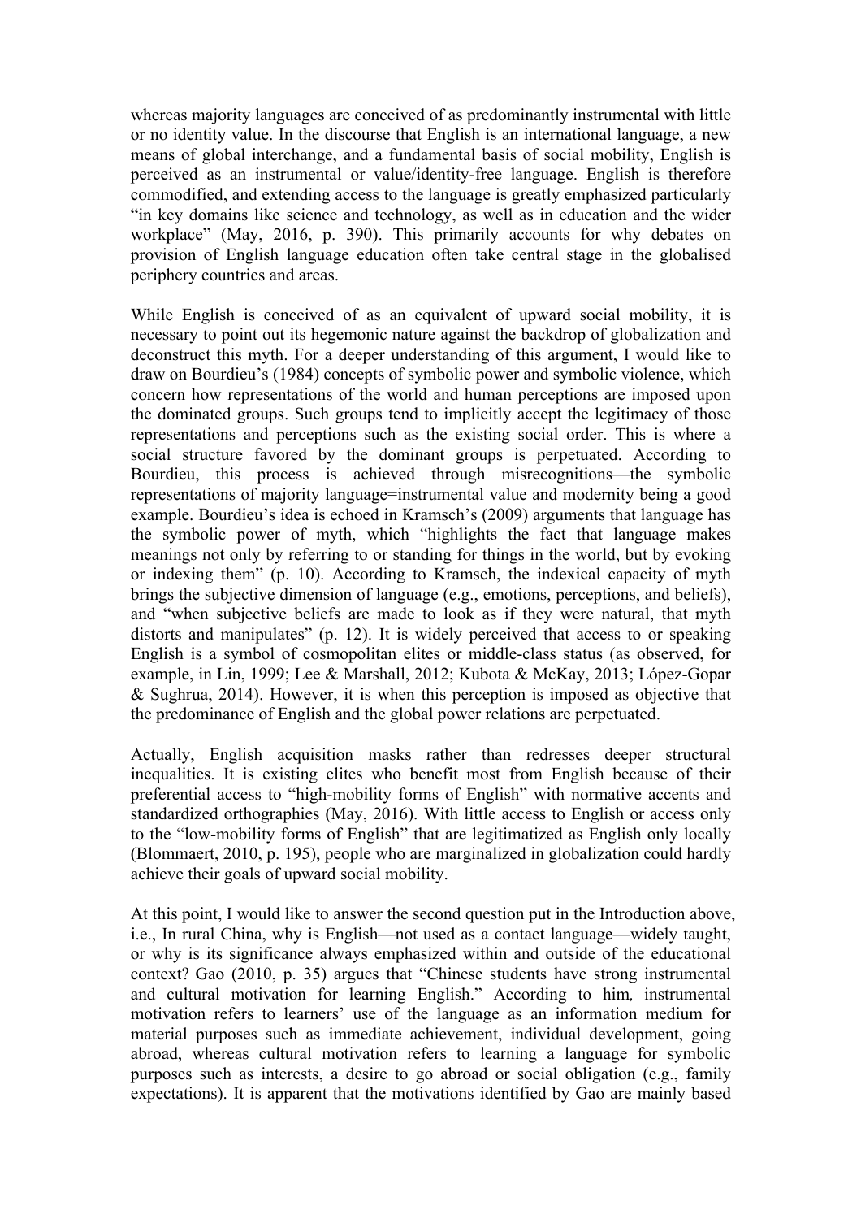whereas majority languages are conceived of as predominantly instrumental with little or no identity value. In the discourse that English is an international language, a new means of global interchange, and a fundamental basis of social mobility, English is perceived as an instrumental or value/identity-free language. English is therefore commodified, and extending access to the language is greatly emphasized particularly "in key domains like science and technology, as well as in education and the wider workplace" (May, 2016, p. 390). This primarily accounts for why debates on provision of English language education often take central stage in the globalised periphery countries and areas.

While English is conceived of as an equivalent of upward social mobility, it is necessary to point out its hegemonic nature against the backdrop of globalization and deconstruct this myth. For a deeper understanding of this argument, I would like to draw on Bourdieu's (1984) concepts of symbolic power and symbolic violence, which concern how representations of the world and human perceptions are imposed upon the dominated groups. Such groups tend to implicitly accept the legitimacy of those representations and perceptions such as the existing social order. This is where a social structure favored by the dominant groups is perpetuated. According to Bourdieu, this process is achieved through misrecognitions—the symbolic representations of majority language=instrumental value and modernity being a good example. Bourdieu's idea is echoed in Kramsch's (2009) arguments that language has the symbolic power of myth, which "highlights the fact that language makes meanings not only by referring to or standing for things in the world, but by evoking or indexing them" (p. 10). According to Kramsch, the indexical capacity of myth brings the subjective dimension of language (e.g., emotions, perceptions, and beliefs), and "when subjective beliefs are made to look as if they were natural, that myth distorts and manipulates" (p. 12). It is widely perceived that access to or speaking English is a symbol of cosmopolitan elites or middle-class status (as observed, for example, in Lin, 1999; Lee & Marshall, 2012; Kubota & McKay, 2013; López-Gopar & Sughrua, 2014). However, it is when this perception is imposed as objective that the predominance of English and the global power relations are perpetuated.

Actually, English acquisition masks rather than redresses deeper structural inequalities. It is existing elites who benefit most from English because of their preferential access to "high-mobility forms of English" with normative accents and standardized orthographies (May, 2016). With little access to English or access only to the "low-mobility forms of English" that are legitimatized as English only locally (Blommaert, 2010, p. 195), people who are marginalized in globalization could hardly achieve their goals of upward social mobility.

At this point, I would like to answer the second question put in the Introduction above, i.e., In rural China, why is English—not used as a contact language—widely taught, or why is its significance always emphasized within and outside of the educational context? Gao (2010, p. 35) argues that "Chinese students have strong instrumental and cultural motivation for learning English." According to him*,* instrumental motivation refers to learners' use of the language as an information medium for material purposes such as immediate achievement, individual development, going abroad, whereas cultural motivation refers to learning a language for symbolic purposes such as interests, a desire to go abroad or social obligation (e.g., family expectations). It is apparent that the motivations identified by Gao are mainly based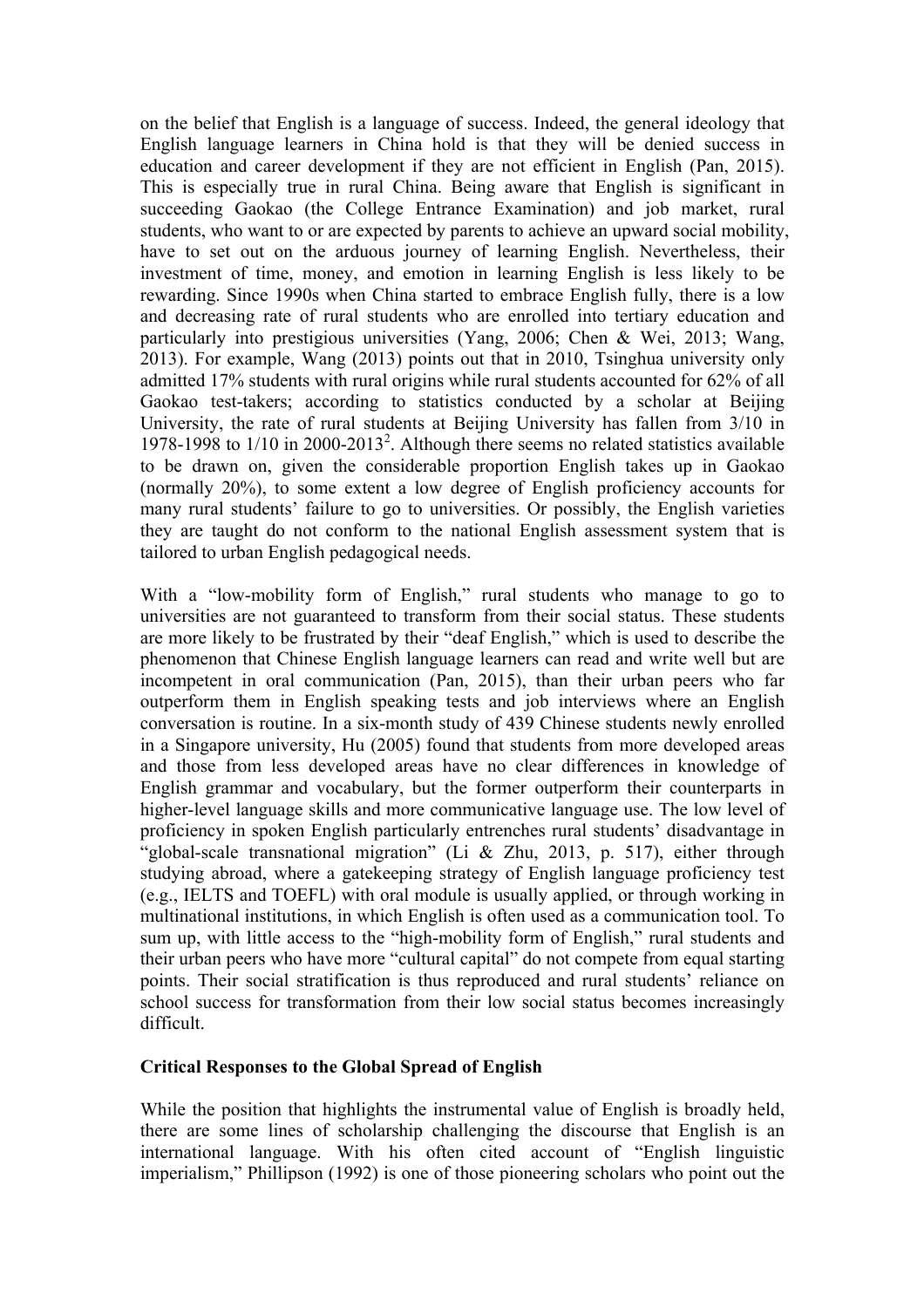on the belief that English is a language of success. Indeed, the general ideology that English language learners in China hold is that they will be denied success in education and career development if they are not efficient in English (Pan, 2015). This is especially true in rural China. Being aware that English is significant in succeeding Gaokao (the College Entrance Examination) and job market, rural students, who want to or are expected by parents to achieve an upward social mobility, have to set out on the arduous journey of learning English. Nevertheless, their investment of time, money, and emotion in learning English is less likely to be rewarding. Since 1990s when China started to embrace English fully, there is a low and decreasing rate of rural students who are enrolled into tertiary education and particularly into prestigious universities (Yang, 2006; Chen & Wei, 2013; Wang, 2013). For example, Wang (2013) points out that in 2010, Tsinghua university only admitted 17% students with rural origins while rural students accounted for 62% of all Gaokao test-takers; according to statistics conducted by a scholar at Beijing University, the rate of rural students at Beijing University has fallen from 3/10 in 1978-1998 to 1/10 in 2000-2013[2]. Although there seems no related statistics available to be drawn on, given the considerable proportion English takes up in Gaokao (normally 20%), to some extent a low degree of English proficiency accounts for many rural students' failure to go to universities. Or possibly, the English varieties they are taught do not conform to the national English assessment system that is tailored to urban English pedagogical needs.

With a "low-mobility form of English," rural students who manage to go to universities are not guaranteed to transform from their social status. These students are more likely to be frustrated by their "deaf English," which is used to describe the phenomenon that Chinese English language learners can read and write well but are incompetent in oral communication (Pan, 2015), than their urban peers who far outperform them in English speaking tests and job interviews where an English conversation is routine. In a six-month study of 439 Chinese students newly enrolled in a Singapore university, Hu (2005) found that students from more developed areas and those from less developed areas have no clear differences in knowledge of English grammar and vocabulary, but the former outperform their counterparts in higher-level language skills and more communicative language use. The low level of proficiency in spoken English particularly entrenches rural students' disadvantage in "global-scale transnational migration" (Li & Zhu, 2013, p. 517), either through studying abroad, where a gatekeeping strategy of English language proficiency test (e.g., IELTS and TOEFL) with oral module is usually applied, or through working in multinational institutions, in which English is often used as a communication tool. To sum up, with little access to the "high-mobility form of English," rural students and their urban peers who have more "cultural capital" do not compete from equal starting points. Their social stratification is thus reproduced and rural students' reliance on school success for transformation from their low social status becomes increasingly difficult.

## Critical Responses to the Global Spread of English

While the position that highlights the instrumental value of English is broadly held, there are some lines of scholarship challenging the discourse that English is an international language. With his often cited account of "English linguistic imperialism," Phillipson (1992) is one of those pioneering scholars who point out the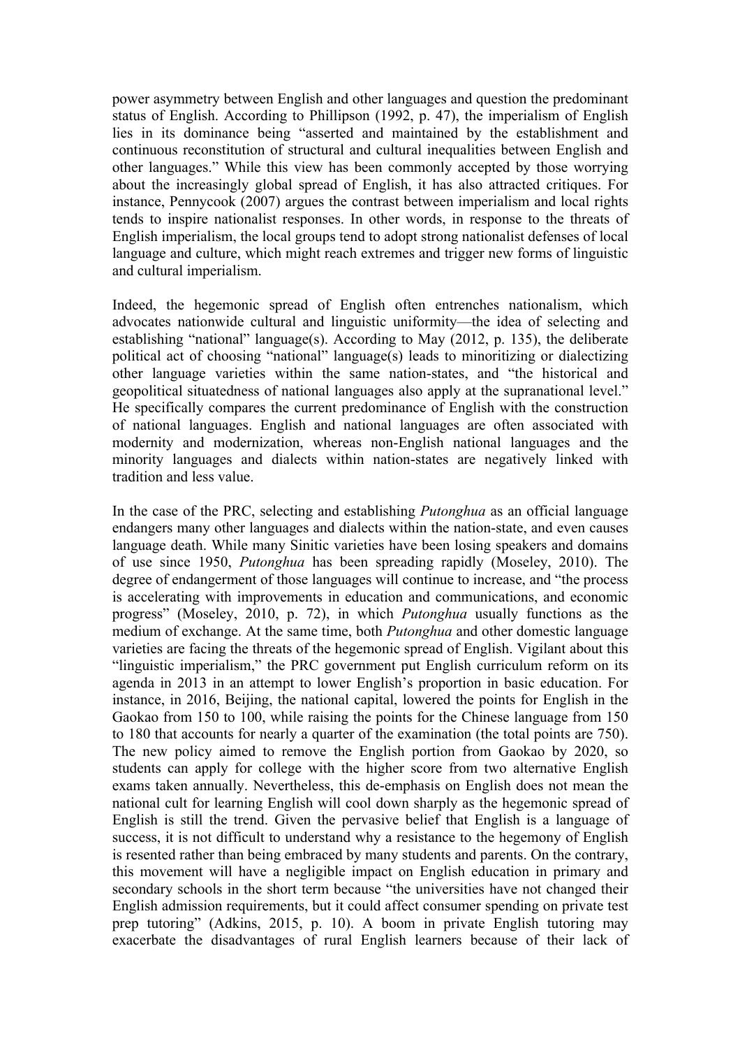power asymmetry between English and other languages and question the predominant status of English. According to Phillipson (1992, p. 47), the imperialism of English lies in its dominance being "asserted and maintained by the establishment and continuous reconstitution of structural and cultural inequalities between English and other languages." While this view has been commonly accepted by those worrying about the increasingly global spread of English, it has also attracted critiques. For instance, Pennycook (2007) argues the contrast between imperialism and local rights tends to inspire nationalist responses. In other words, in response to the threats of English imperialism, the local groups tend to adopt strong nationalist defenses of local language and culture, which might reach extremes and trigger new forms of linguistic and cultural imperialism.

Indeed, the hegemonic spread of English often entrenches nationalism, which advocates nationwide cultural and linguistic uniformity—the idea of selecting and establishing "national" language(s). According to May (2012, p. 135), the deliberate political act of choosing "national" language(s) leads to minoritizing or dialectizing other language varieties within the same nation-states, and "the historical and geopolitical situatedness of national languages also apply at the supranational level." He specifically compares the current predominance of English with the construction of national languages. English and national languages are often associated with modernity and modernization, whereas non-English national languages and the minority languages and dialects within nation-states are negatively linked with tradition and less value.

In the case of the PRC, selecting and establishing *Putonghua* as an official language endangers many other languages and dialects within the nation-state, and even causes language death. While many Sinitic varieties have been losing speakers and domains of use since 1950, *Putonghua* has been spreading rapidly (Moseley, 2010). The degree of endangerment of those languages will continue to increase, and "the process is accelerating with improvements in education and communications, and economic progress" (Moseley, 2010, p. 72), in which *Putonghua* usually functions as the medium of exchange. At the same time, both *Putonghua* and other domestic language varieties are facing the threats of the hegemonic spread of English. Vigilant about this "linguistic imperialism," the PRC government put English curriculum reform on its agenda in 2013 in an attempt to lower English's proportion in basic education. For instance, in 2016, Beijing, the national capital, lowered the points for English in the Gaokao from 150 to 100, while raising the points for the Chinese language from 150 to 180 that accounts for nearly a quarter of the examination (the total points are 750). The new policy aimed to remove the English portion from Gaokao by 2020, so students can apply for college with the higher score from two alternative English exams taken annually. Nevertheless, this de-emphasis on English does not mean the national cult for learning English will cool down sharply as the hegemonic spread of English is still the trend. Given the pervasive belief that English is a language of success, it is not difficult to understand why a resistance to the hegemony of English is resented rather than being embraced by many students and parents. On the contrary, this movement will have a negligible impact on English education in primary and secondary schools in the short term because "the universities have not changed their English admission requirements, but it could affect consumer spending on private test prep tutoring" (Adkins, 2015, p. 10). A boom in private English tutoring may exacerbate the disadvantages of rural English learners because of their lack of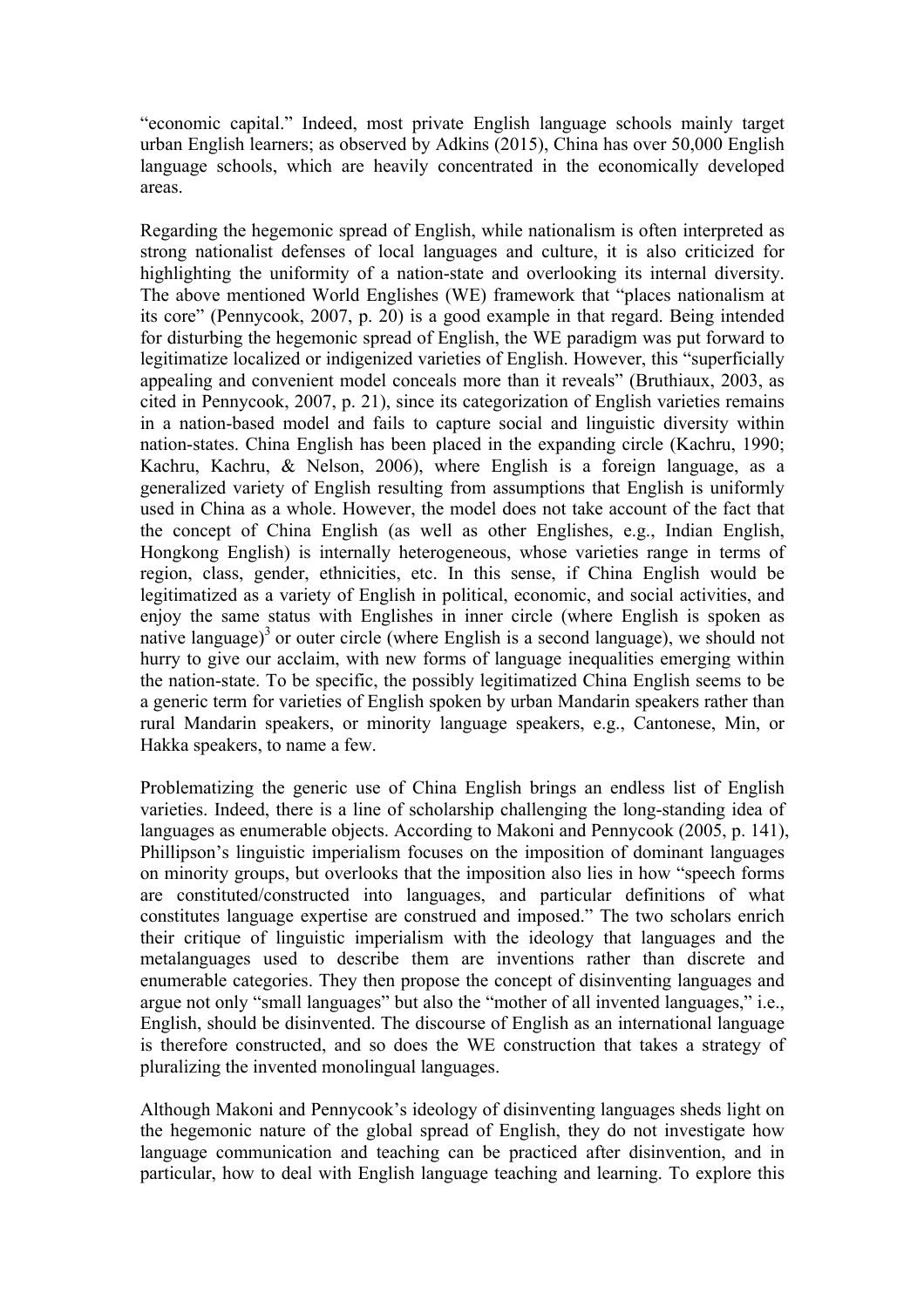"economic capital." Indeed, most private English language schools mainly target urban English learners; as observed by Adkins (2015), China has over 50,000 English language schools, which are heavily concentrated in the economically developed areas.

Regarding the hegemonic spread of English, while nationalism is often interpreted as strong nationalist defenses of local languages and culture, it is also criticized for highlighting the uniformity of a nation-state and overlooking its internal diversity. The above mentioned World Englishes (WE) framework that "places nationalism at its core" (Pennycook, 2007, p. 20) is a good example in that regard. Being intended for disturbing the hegemonic spread of English, the WE paradigm was put forward to legitimatize localized or indigenized varieties of English. However, this "superficially appealing and convenient model conceals more than it reveals" (Bruthiaux, 2003, as cited in Pennycook, 2007, p. 21), since its categorization of English varieties remains in a nation-based model and fails to capture social and linguistic diversity within nation-states. China English has been placed in the expanding circle (Kachru, 1990; Kachru, Kachru, & Nelson, 2006), where English is a foreign language, as a generalized variety of English resulting from assumptions that English is uniformly used in China as a whole. However, the model does not take account of the fact that the concept of China English (as well as other Englishes, e.g., Indian English, Hongkong English) is internally heterogeneous, whose varieties range in terms of region, class, gender, ethnicities, etc. In this sense, if China English would be legitimatized as a variety of English in political, economic, and social activities, and enjoy the same status with Englishes in inner circle (where English is spoken as native language)[3] or outer circle (where English is a second language), we should not hurry to give our acclaim, with new forms of language inequalities emerging within the nation-state. To be specific, the possibly legitimatized China English seems to be a generic term for varieties of English spoken by urban Mandarin speakers rather than rural Mandarin speakers, or minority language speakers, e.g., Cantonese, Min, or Hakka speakers, to name a few.

Problematizing the generic use of China English brings an endless list of English varieties. Indeed, there is a line of scholarship challenging the long-standing idea of languages as enumerable objects. According to Makoni and Pennycook (2005, p. 141), Phillipson's linguistic imperialism focuses on the imposition of dominant languages on minority groups, but overlooks that the imposition also lies in how "speech forms are constituted/constructed into languages, and particular definitions of what constitutes language expertise are construed and imposed." The two scholars enrich their critique of linguistic imperialism with the ideology that languages and the metalanguages used to describe them are inventions rather than discrete and enumerable categories. They then propose the concept of disinventing languages and argue not only "small languages" but also the "mother of all invented languages," i.e., English, should be disinvented. The discourse of English as an international language is therefore constructed, and so does the WE construction that takes a strategy of pluralizing the invented monolingual languages.

Although Makoni and Pennycook's ideology of disinventing languages sheds light on the hegemonic nature of the global spread of English, they do not investigate how language communication and teaching can be practiced after disinvention, and in particular, how to deal with English language teaching and learning. To explore this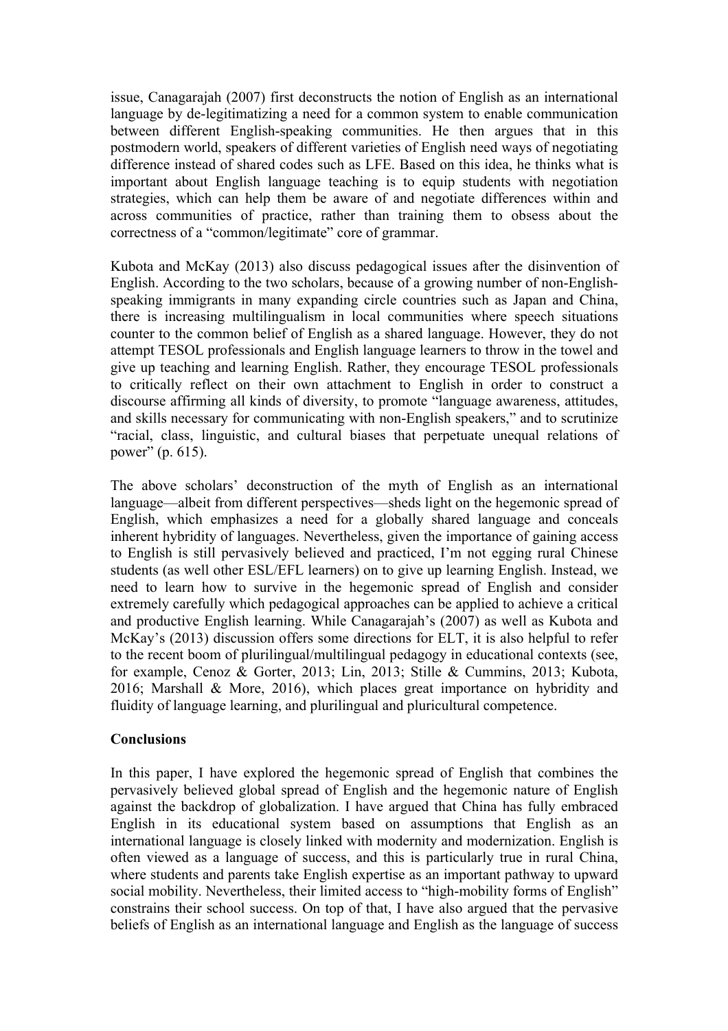issue, Canagarajah (2007) first deconstructs the notion of English as an international language by de-legitimatizing a need for a common system to enable communication between different English-speaking communities. He then argues that in this postmodern world, speakers of different varieties of English need ways of negotiating difference instead of shared codes such as LFE. Based on this idea, he thinks what is important about English language teaching is to equip students with negotiation strategies, which can help them be aware of and negotiate differences within and across communities of practice, rather than training them to obsess about the correctness of a "common/legitimate" core of grammar.

Kubota and McKay (2013) also discuss pedagogical issues after the disinvention of English. According to the two scholars, because of a growing number of non-English-speaking immigrants in many expanding circle countries such as Japan and China, there is increasing multilingualism in local communities where speech situations counter to the common belief of English as a shared language. However, they do not attempt TESOL professionals and English language learners to throw in the towel and give up teaching and learning English. Rather, they encourage TESOL professionals to critically reflect on their own attachment to English in order to construct a discourse affirming all kinds of diversity, to promote "language awareness, attitudes, and skills necessary for communicating with non-English speakers," and to scrutinize "racial, class, linguistic, and cultural biases that perpetuate unequal relations of power" (p. 615).

The above scholars' deconstruction of the myth of English as an international language—albeit from different perspectives—sheds light on the hegemonic spread of English, which emphasizes a need for a globally shared language and conceals inherent hybridity of languages. Nevertheless, given the importance of gaining access to English is still pervasively believed and practiced, I'm not egging rural Chinese students (as well other ESL/EFL learners) on to give up learning English. Instead, we need to learn how to survive in the hegemonic spread of English and consider extremely carefully which pedagogical approaches can be applied to achieve a critical and productive English learning. While Canagarajah's (2007) as well as Kubota and McKay's (2013) discussion offers some directions for ELT, it is also helpful to refer to the recent boom of plurilingual/multilingual pedagogy in educational contexts (see, for example, Cenoz & Gorter, 2013; Lin, 2013; Stille & Cummins, 2013; Kubota, 2016; Marshall & More, 2016), which places great importance on hybridity and fluidity of language learning, and plurilingual and pluricultural competence.

**Conclusions**

In this paper, I have explored the hegemonic spread of English that combines the pervasively believed global spread of English and the hegemonic nature of English against the backdrop of globalization. I have argued that China has fully embraced English in its educational system based on assumptions that English as an international language is closely linked with modernity and modernization. English is often viewed as a language of success, and this is particularly true in rural China, where students and parents take English expertise as an important pathway to upward social mobility. Nevertheless, their limited access to "high-mobility forms of English" constrains their school success. On top of that, I have also argued that the pervasive beliefs of English as an international language and English as the language of success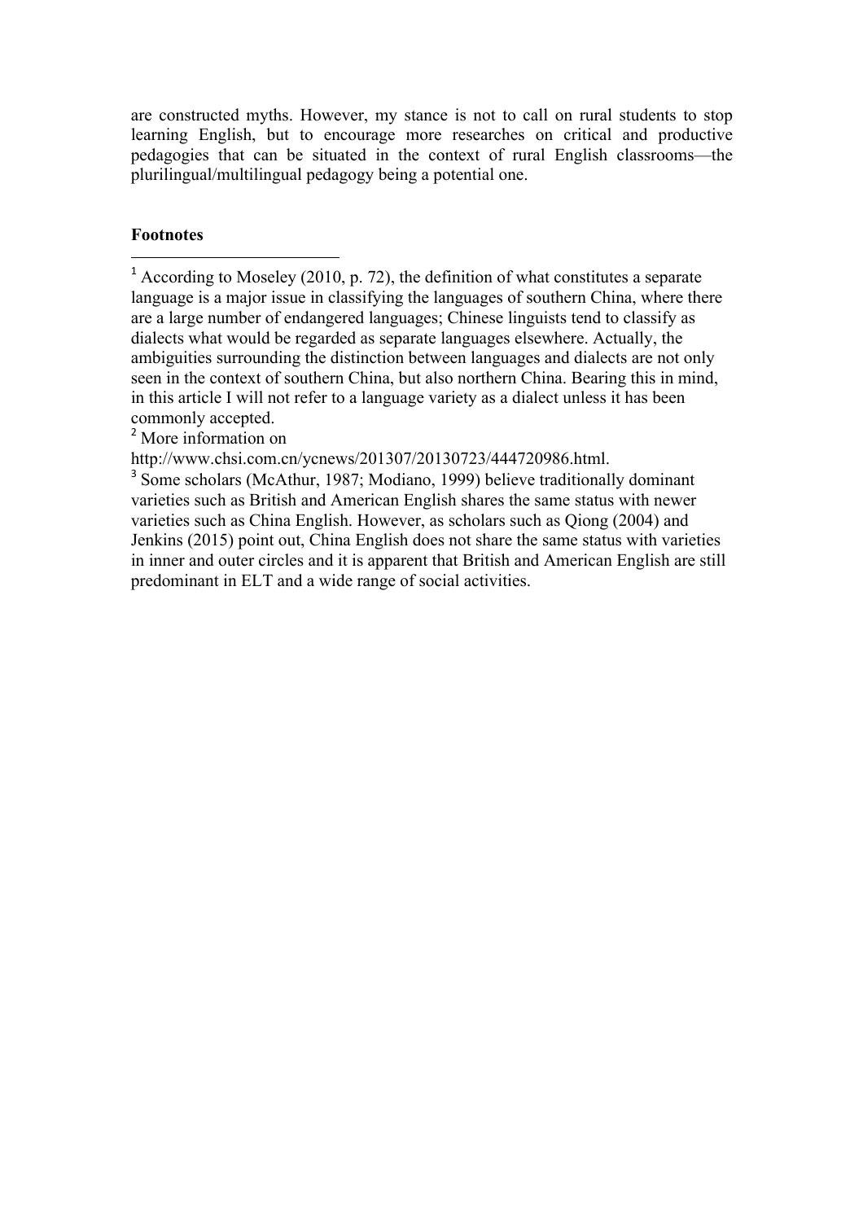are constructed myths. However, my stance is not to call on rural students to stop learning English, but to encourage more researches on critical and productive pedagogies that can be situated in the context of rural English classrooms—the plurilingual/multilingual pedagogy being a potential one.

**Footnotes**

[1] According to Moseley (2010, p. 72), the definition of what constitutes a separate language is a major issue in classifying the languages of southern China, where there are a large number of endangered languages; Chinese linguists tend to classify as dialects what would be regarded as separate languages elsewhere. Actually, the ambiguities surrounding the distinction between languages and dialects are not only seen in the context of southern China, but also northern China. Bearing this in mind, in this article I will not refer to a language variety as a dialect unless it has been commonly accepted.

[2] More information on http://www.chsi.com.cn/ycnews/201307/20130723/444720986.html.

[3] Some scholars (McAthur, 1987; Modiano, 1999) believe traditionally dominant varieties such as British and American English shares the same status with newer varieties such as China English. However, as scholars such as Qiong (2004) and Jenkins (2015) point out, China English does not share the same status with varieties in inner and outer circles and it is apparent that British and American English are still predominant in ELT and a wide range of social activities.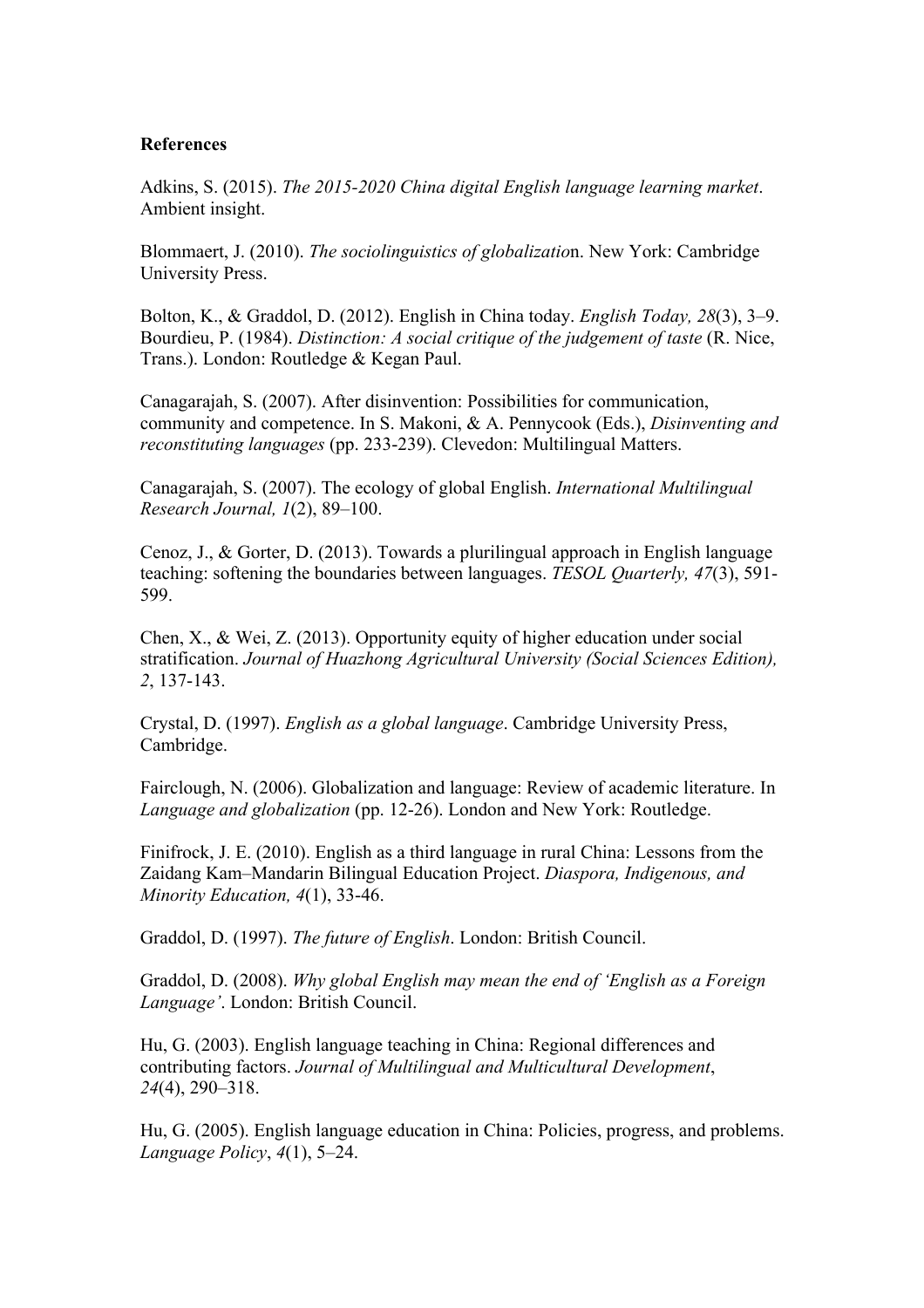**References**

Adkins, S. (2015). *The 2015-2020 China digital English language learning market*. Ambient insight.

Blommaert, J. (2010). *The sociolinguistics of globalizatio*n. New York: Cambridge University Press.

Bolton, K., & Graddol, D. (2012). English in China today. *English Today, 28*(3), 3–9.
Bourdieu, P. (1984). *Distinction: A social critique of the judgement of taste* (R. Nice, Trans.). London: Routledge & Kegan Paul.

Canagarajah, S. (2007). After disinvention: Possibilities for communication, community and competence. In S. Makoni, & A. Pennycook (Eds.), *Disinventing and reconstituting languages* (pp. 233-239). Clevedon: Multilingual Matters.

Canagarajah, S. (2007). The ecology of global English. *International Multilingual Research Journal, 1*(2), 89–100.

Cenoz, J., & Gorter, D. (2013). Towards a plurilingual approach in English language teaching: softening the boundaries between languages. *TESOL Quarterly, 47*(3), 591-599.

Chen, X., & Wei, Z. (2013). Opportunity equity of higher education under social stratification. *Journal of Huazhong Agricultural University (Social Sciences Edition), 2*, 137-143.

Crystal, D. (1997). *English as a global language*. Cambridge University Press, Cambridge.

Fairclough, N. (2006). Globalization and language: Review of academic literature. In *Language and globalization* (pp. 12-26). London and New York: Routledge.

Finifrock, J. E. (2010). English as a third language in rural China: Lessons from the Zaidang Kam–Mandarin Bilingual Education Project. *Diaspora, Indigenous, and Minority Education, 4*(1), 33-46.

Graddol, D. (1997). *The future of English*. London: British Council.

Graddol, D. (2008). *Why global English may mean the end of 'English as a Foreign Language'*. London: British Council.

Hu, G. (2003). English language teaching in China: Regional differences and contributing factors. *Journal of Multilingual and Multicultural Development*, *24*(4), 290–318.

Hu, G. (2005). English language education in China: Policies, progress, and problems. *Language Policy*, *4*(1), 5–24.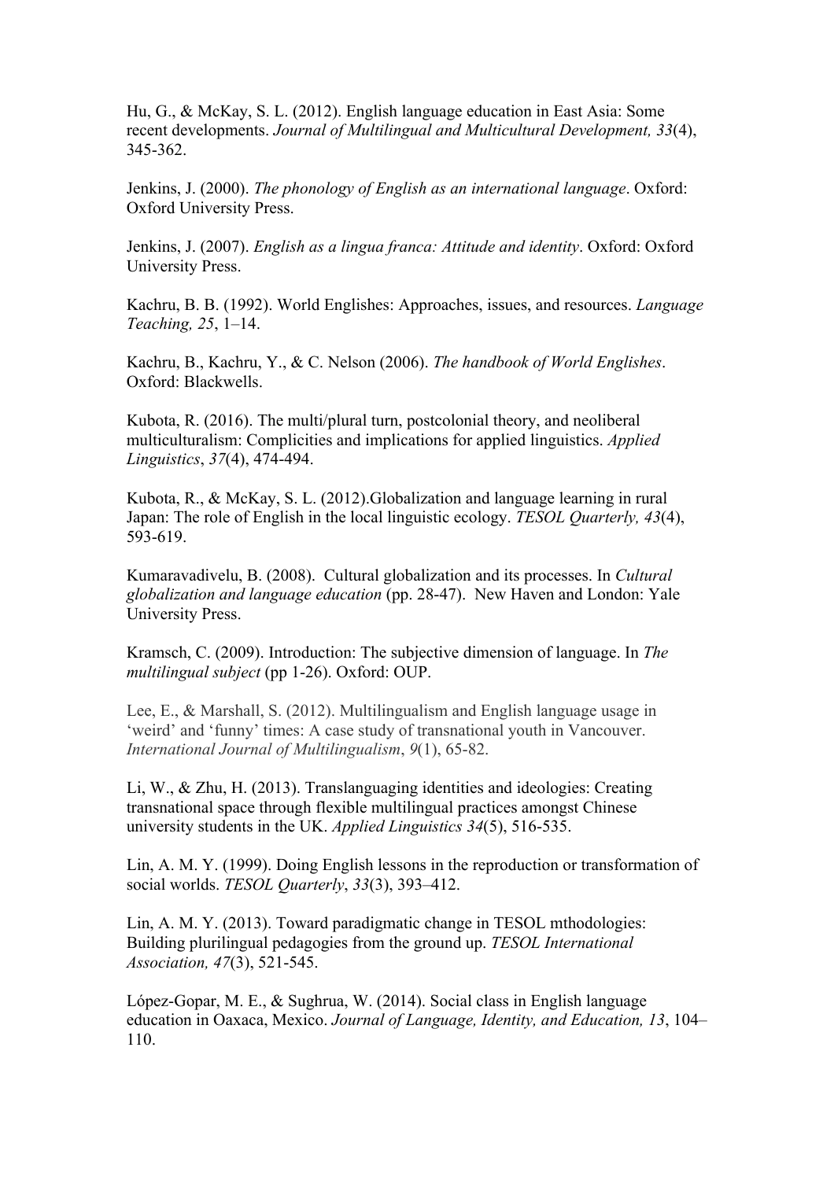Hu, G., & McKay, S. L. (2012). English language education in East Asia: Some recent developments. *Journal of Multilingual and Multicultural Development, 33*(4), 345-362.

Jenkins, J. (2000). *The phonology of English as an international language*. Oxford: Oxford University Press.

Jenkins, J. (2007). *English as a lingua franca: Attitude and identity*. Oxford: Oxford University Press.

Kachru, B. B. (1992). World Englishes: Approaches, issues, and resources. *Language Teaching, 25*, 1–14.

Kachru, B., Kachru, Y., & C. Nelson (2006). *The handbook of World Englishes*. Oxford: Blackwells.

Kubota, R. (2016). The multi/plural turn, postcolonial theory, and neoliberal multiculturalism: Complicities and implications for applied linguistics. *Applied Linguistics*, *37*(4), 474-494.

Kubota, R., & McKay, S. L. (2012).Globalization and language learning in rural Japan: The role of English in the local linguistic ecology. *TESOL Quarterly, 43*(4), 593-619.

Kumaravadivelu, B. (2008). Cultural globalization and its processes. In *Cultural globalization and language education* (pp. 28-47). New Haven and London: Yale University Press.

Kramsch, C. (2009). Introduction: The subjective dimension of language. In *The multilingual subject* (pp 1-26). Oxford: OUP.

Lee, E., & Marshall, S. (2012). Multilingualism and English language usage in 'weird' and 'funny' times: A case study of transnational youth in Vancouver. *International Journal of Multilingualism*, *9*(1), 65-82.

Li, W., & Zhu, H. (2013). Translanguaging identities and ideologies: Creating transnational space through flexible multilingual practices amongst Chinese university students in the UK. *Applied Linguistics 34*(5), 516-535.

Lin, A. M. Y. (1999). Doing English lessons in the reproduction or transformation of social worlds. *TESOL Quarterly*, *33*(3), 393–412.

Lin, A. M. Y. (2013). Toward paradigmatic change in TESOL mthodologies: Building plurilingual pedagogies from the ground up. *TESOL International Association, 47*(3), 521-545.

López-Gopar, M. E., & Sughrua, W. (2014). Social class in English language education in Oaxaca, Mexico. *Journal of Language, Identity, and Education, 13*, 104–110.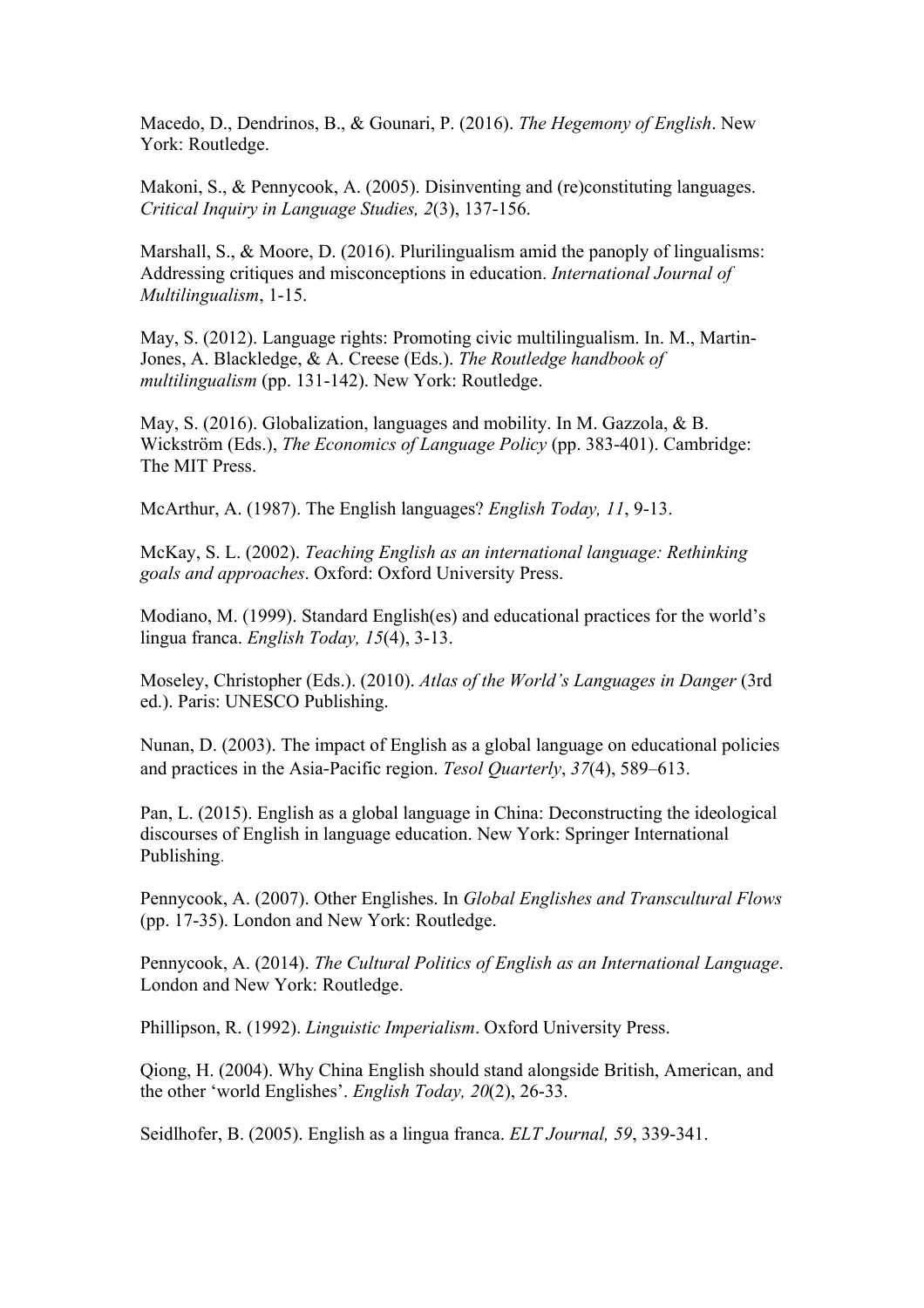Macedo, D., Dendrinos, B., & Gounari, P. (2016). *The Hegemony of English*. New York: Routledge.

Makoni, S., & Pennycook, A. (2005). Disinventing and (re)constituting languages. *Critical Inquiry in Language Studies, 2*(3), 137-156.

Marshall, S., & Moore, D. (2016). Plurilingualism amid the panoply of lingualisms: Addressing critiques and misconceptions in education. *International Journal of Multilingualism*, 1-15.

May, S. (2012). Language rights: Promoting civic multilingualism. In. M., Martin-Jones, A. Blackledge, & A. Creese (Eds.). *The Routledge handbook of multilingualism* (pp. 131-142). New York: Routledge.

May, S. (2016). Globalization, languages and mobility. In M. Gazzola, & B. Wickström (Eds.), *The Economics of Language Policy* (pp. 383-401). Cambridge: The MIT Press.

McArthur, A. (1987). The English languages? *English Today, 11*, 9-13.

McKay, S. L. (2002). *Teaching English as an international language: Rethinking goals and approaches*. Oxford: Oxford University Press.

Modiano, M. (1999). Standard English(es) and educational practices for the world's lingua franca. *English Today, 15*(4), 3-13.

Moseley, Christopher (Eds.). (2010). *Atlas of the World's Languages in Danger* (3rd ed.). Paris: UNESCO Publishing.

Nunan, D. (2003). The impact of English as a global language on educational policies and practices in the Asia-Pacific region. *Tesol Quarterly*, *37*(4), 589–613.

Pan, L. (2015). English as a global language in China: Deconstructing the ideological discourses of English in language education. New York: Springer International Publishing.

Pennycook, A. (2007). Other Englishes. In *Global Englishes and Transcultural Flows* (pp. 17-35). London and New York: Routledge.

Pennycook, A. (2014). *The Cultural Politics of English as an International Language*. London and New York: Routledge.

Phillipson, R. (1992). *Linguistic Imperialism*. Oxford University Press.

Qiong, H. (2004). Why China English should stand alongside British, American, and the other 'world Englishes'. *English Today, 20*(2), 26-33.

Seidlhofer, B. (2005). English as a lingua franca. *ELT Journal, 59*, 339-341.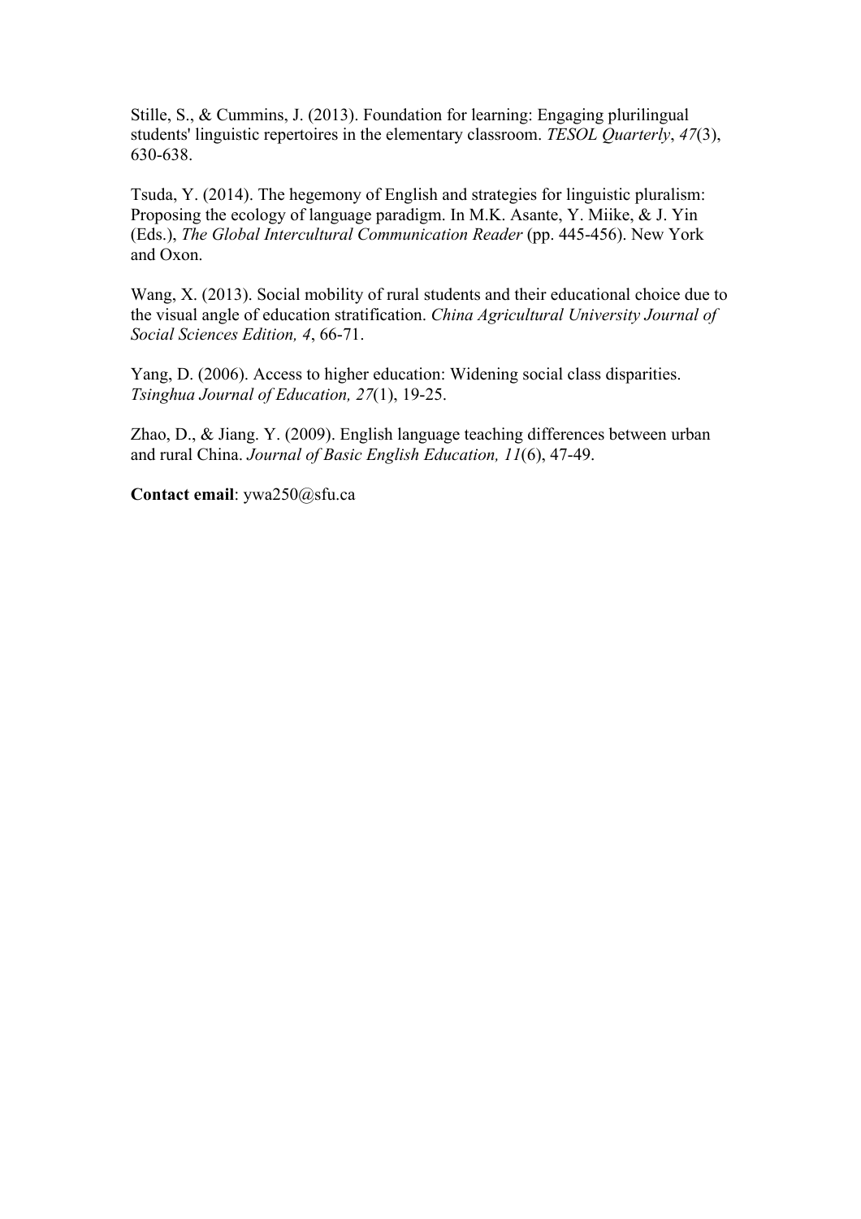Stille, S., & Cummins, J. (2013). Foundation for learning: Engaging plurilingual students' linguistic repertoires in the elementary classroom. *TESOL Quarterly*, *47*(3), 630-638.

Tsuda, Y. (2014). The hegemony of English and strategies for linguistic pluralism: Proposing the ecology of language paradigm. In M.K. Asante, Y. Miike, & J. Yin (Eds.), *The Global Intercultural Communication Reader* (pp. 445-456). New York and Oxon.

Wang, X. (2013). Social mobility of rural students and their educational choice due to the visual angle of education stratification. *China Agricultural University Journal of Social Sciences Edition, 4*, 66-71.

Yang, D. (2006). Access to higher education: Widening social class disparities. *Tsinghua Journal of Education, 27*(1), 19-25.

Zhao, D., & Jiang. Y. (2009). English language teaching differences between urban and rural China. *Journal of Basic English Education, 11*(6), 47-49.

**Contact email**: ywa250@sfu.ca